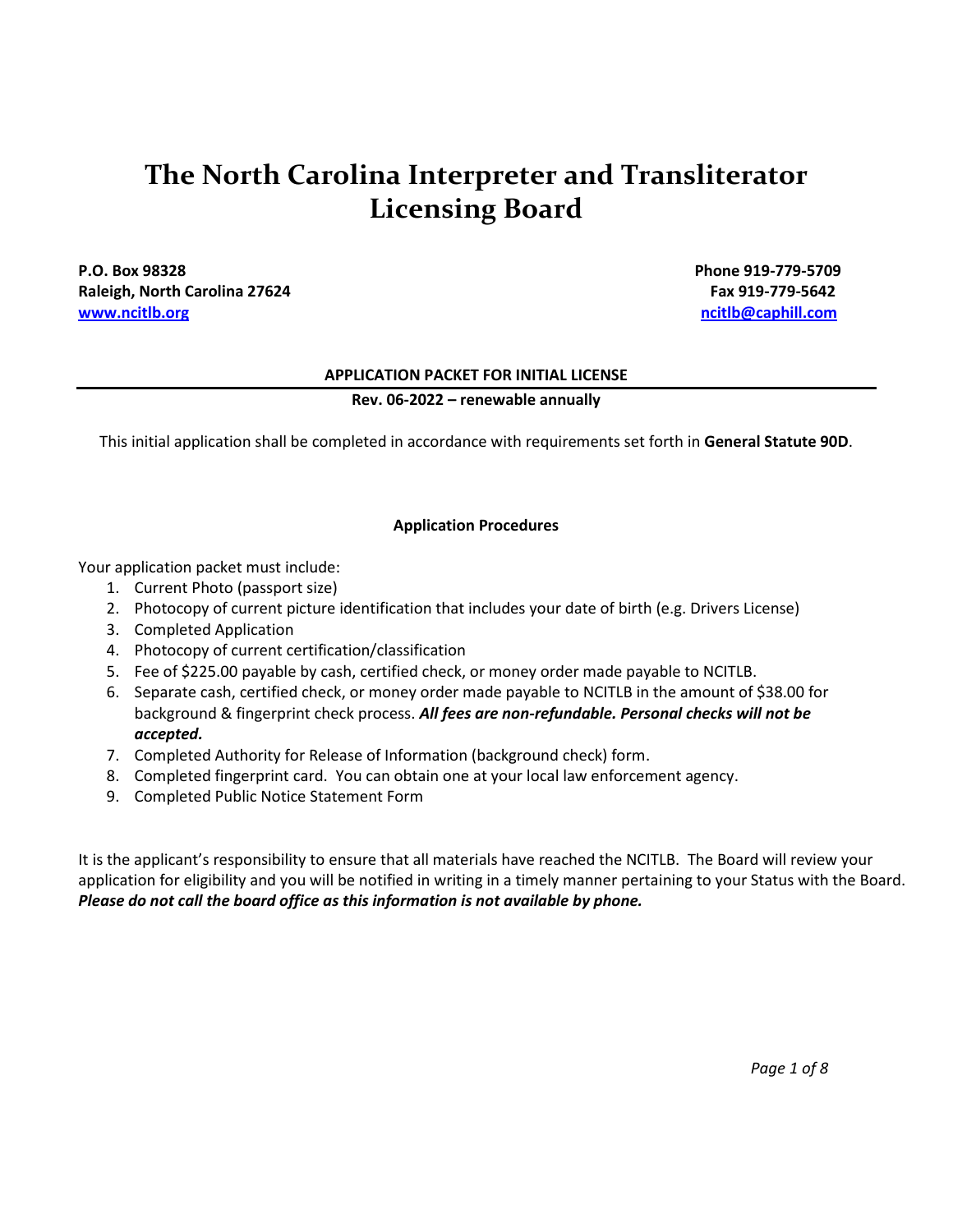# The North Carolina Interpreter and Transliterator Licensing Board

**P.O. Box 98328**
**Raleigh, North Carolina 27624**
**[www.ncitlb.org](http://www.ncitlb.org)**

**Phone 919-779-5709**
**Fax 919-779-5642**
**[ncitlb@caphill.com](mailto:ncitlb@caphill.com)**

## APPLICATION PACKET FOR INITIAL LICENSE

**Rev. 06-2022 – renewable annually**

This initial application shall be completed in accordance with requirements set forth in **General Statute 90D**.

### Application Procedures

Your application packet must include:

1. Current Photo (passport size)
2. Photocopy of current picture identification that includes your date of birth (e.g. Drivers License)
3. Completed Application
4. Photocopy of current certification/classification
5. Fee of $225.00 payable by cash, certified check, or money order made payable to NCITLB.
6. Separate cash, certified check, or money order made payable to NCITLB in the amount of $38.00 for background & fingerprint check process. ***All fees are non-refundable. Personal checks will not be accepted.***
7. Completed Authority for Release of Information (background check) form.
8. Completed fingerprint card. You can obtain one at your local law enforcement agency.
9. Completed Public Notice Statement Form

It is the applicant's responsibility to ensure that all materials have reached the NCITLB. The Board will review your application for eligibility and you will be notified in writing in a timely manner pertaining to your Status with the Board. ***Please do not call the board office as this information is not available by phone.***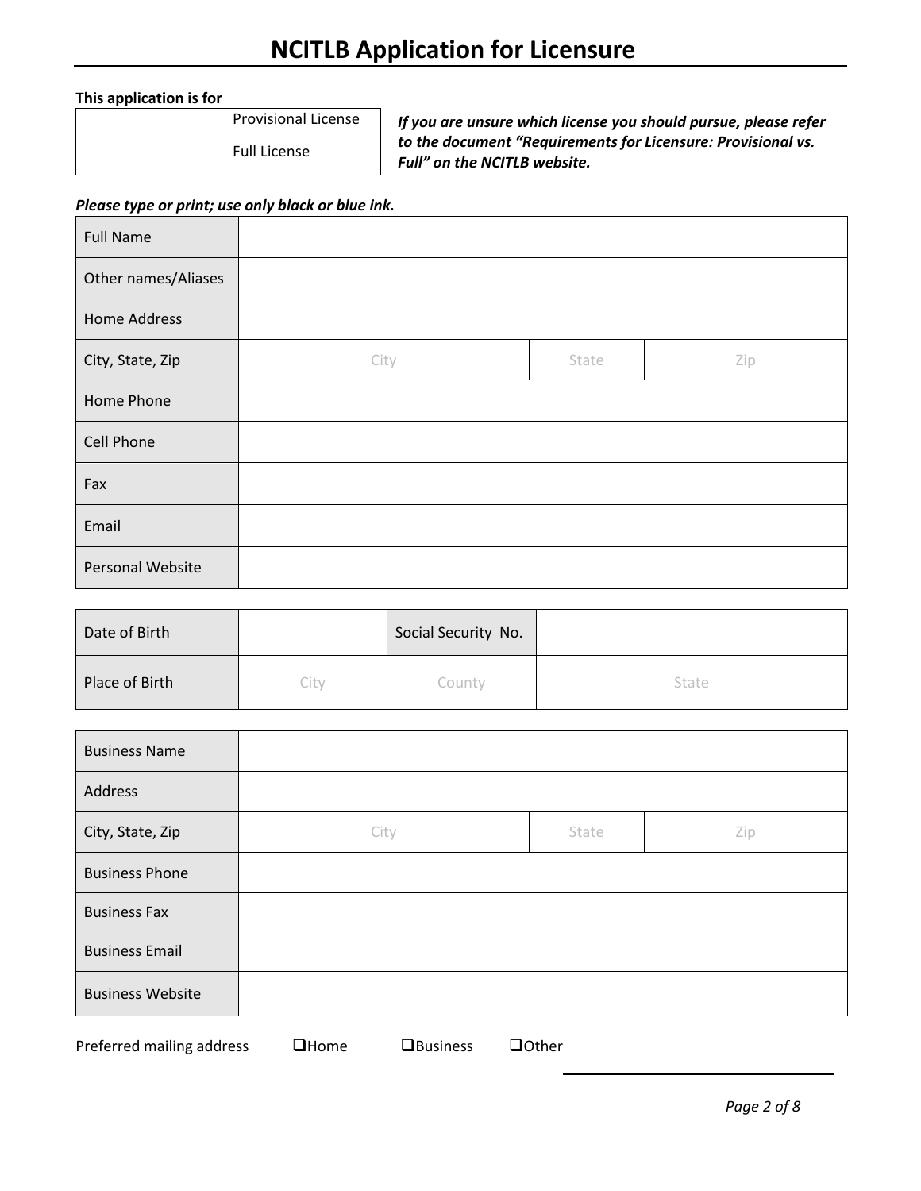# NCITLB Application for Licensure

**This application is for**

| | |
|---|---|
| | Provisional License |
| | Full License |

***If you are unsure which license you should pursue, please refer to the document "Requirements for Licensure: Provisional vs. Full" on the NCITLB website.***

***Please type or print; use only black or blue ink.***

| | | | |
|---|---|---|---|
| Full Name | | | |
| Other names/Aliases | | | |
| Home Address | | | |
| City, State, Zip | City | State | Zip |
| Home Phone | | | |
| Cell Phone | | | |
| Fax | | | |
| Email | | | |
| Personal Website | | | |

| | | | |
|---|---|---|---|
| Date of Birth | | Social Security No. | |
| Place of Birth | City | County | State |

| | | | |
|---|---|---|---|
| Business Name | | | |
| Address | | | |
| City, State, Zip | City | State | Zip |
| Business Phone | | | |
| Business Fax | | | |
| Business Email | | | |
| Business Website | | | |

Preferred mailing address ❑Home ❑Business ❑Other ______________________________

______________________________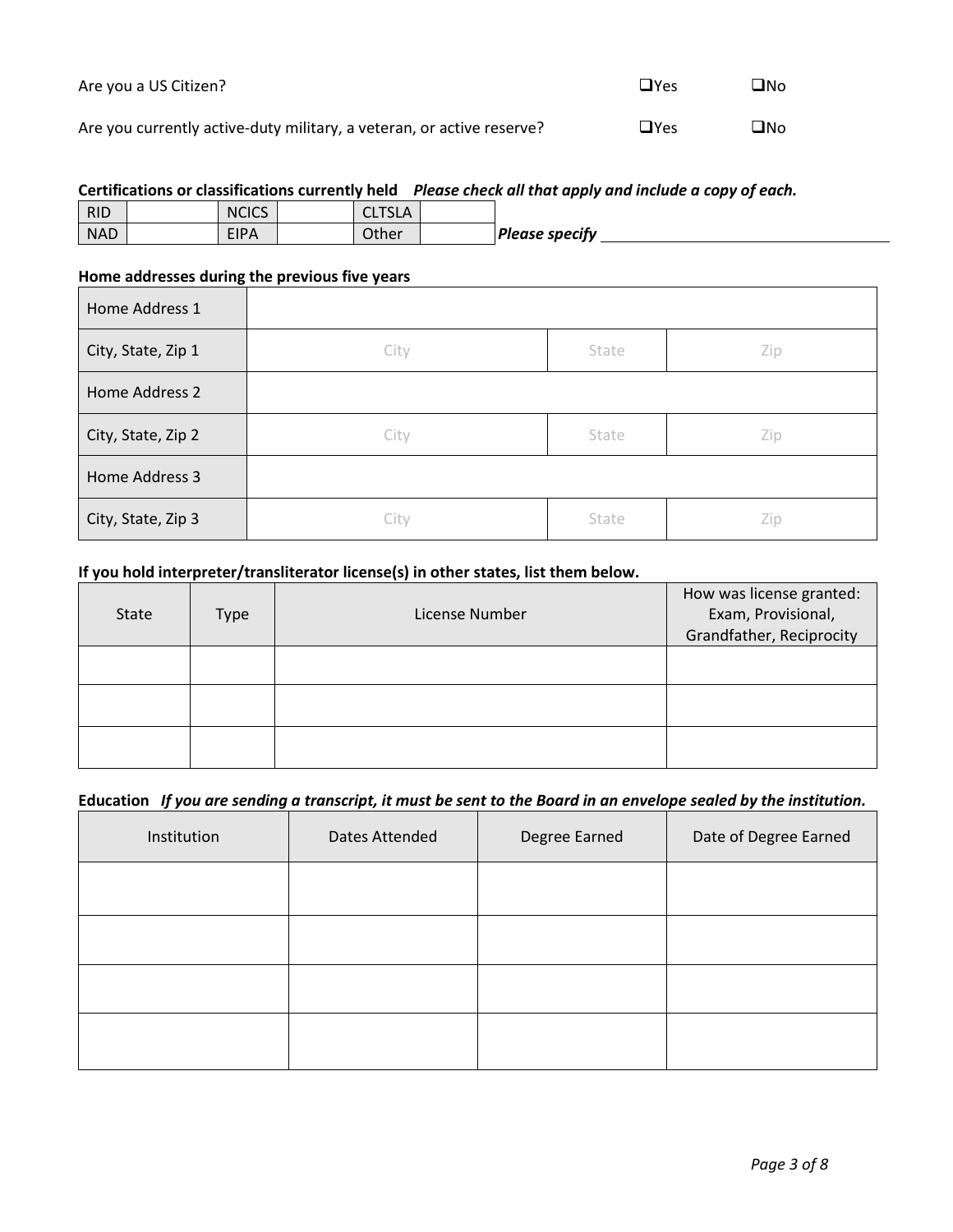Are you a US Citizen? ❑Yes ❑No

Are you currently active-duty military, a veteran, or active reserve? ❑Yes ❑No

**Certifications or classifications currently held** ***Please check all that apply and include a copy of each.***

| RID | | NCICS | | CLTSLA | |
|---|---|---|---|---|---|
| NAD | | EIPA | | Other | |

***Please specify*** ______________________________

**Home addresses during the previous five years**

| Home Address 1 | | | |
|---|---|---|---|
| City, State, Zip 1 | City | State | Zip |
| Home Address 2 | | | |
| City, State, Zip 2 | City | State | Zip |
| Home Address 3 | | | |
| City, State, Zip 3 | City | State | Zip |

**If you hold interpreter/transliterator license(s) in other states, list them below.**

| State | Type | License Number | How was license granted: Exam, Provisional, Grandfather, Reciprocity |
|---|---|---|---|
| | | | |
| | | | |
| | | | |

**Education** ***If you are sending a transcript, it must be sent to the Board in an envelope sealed by the institution.***

| Institution | Dates Attended | Degree Earned | Date of Degree Earned |
|---|---|---|---|
| | | | |
| | | | |
| | | | |
| | | | |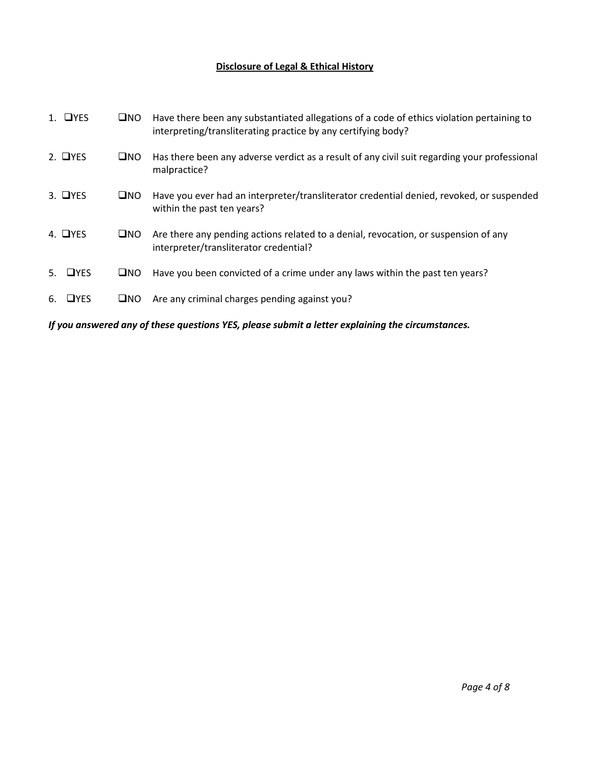## Disclosure of Legal & Ethical History

1. ❑YES ❑NO Have there been any substantiated allegations of a code of ethics violation pertaining to interpreting/transliterating practice by any certifying body?
2. ❑YES ❑NO Has there been any adverse verdict as a result of any civil suit regarding your professional malpractice?
3. ❑YES ❑NO Have you ever had an interpreter/transliterator credential denied, revoked, or suspended within the past ten years?
4. ❑YES ❑NO Are there any pending actions related to a denial, revocation, or suspension of any interpreter/transliterator credential?
5. ❑YES ❑NO Have you been convicted of a crime under any laws within the past ten years?
6. ❑YES ❑NO Are any criminal charges pending against you?

***If you answered any of these questions YES, please submit a letter explaining the circumstances.***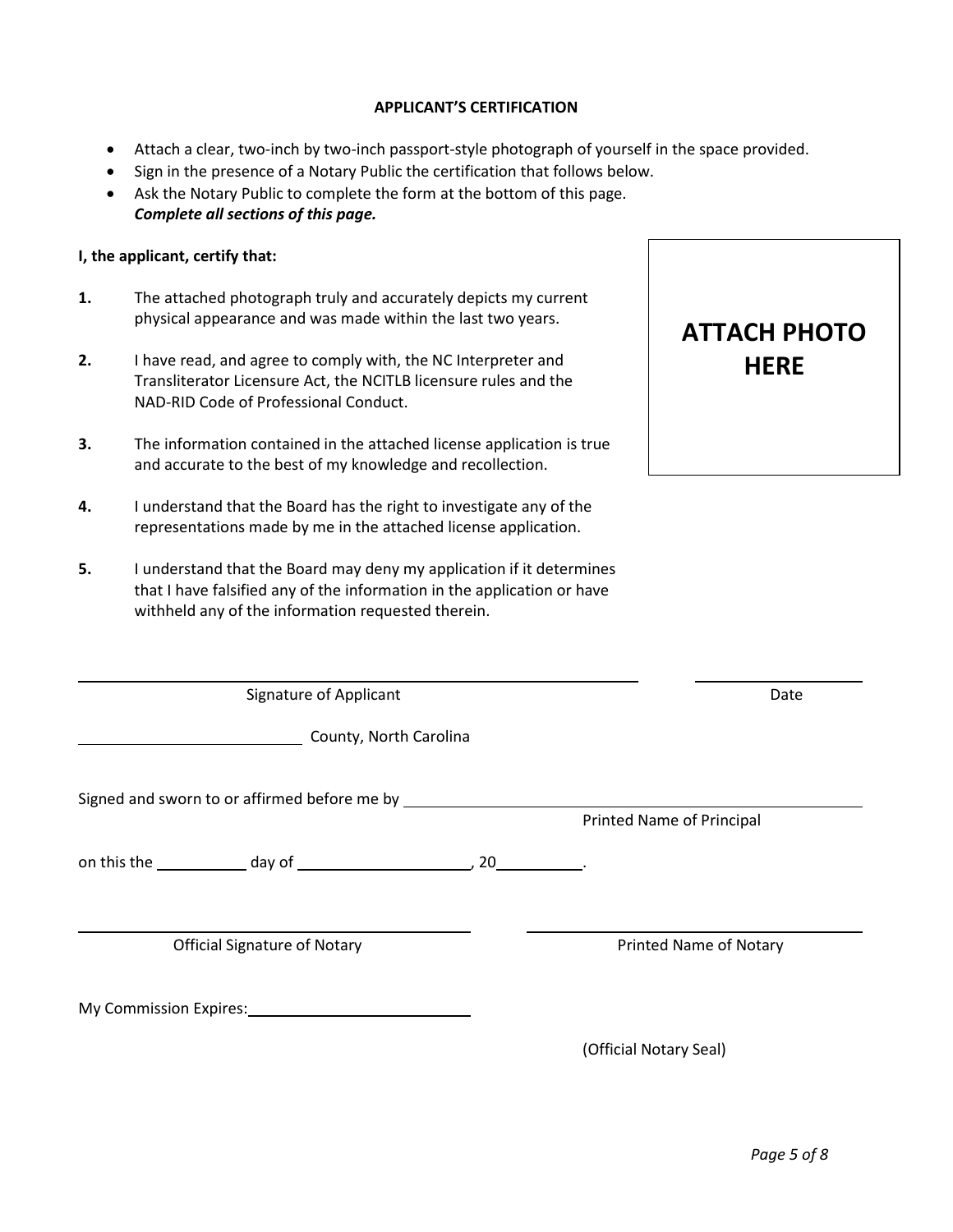## APPLICANT'S CERTIFICATION

- Attach a clear, two-inch by two-inch passport-style photograph of yourself in the space provided.
- Sign in the presence of a Notary Public the certification that follows below.
- Ask the Notary Public to complete the form at the bottom of this page.
  ***Complete all sections of this page.***

**I, the applicant, certify that:**

**1.** The attached photograph truly and accurately depicts my current physical appearance and was made within the last two years.

**2.** I have read, and agree to comply with, the NC Interpreter and Transliterator Licensure Act, the NCITLB licensure rules and the NAD-RID Code of Professional Conduct.

**3.** The information contained in the attached license application is true and accurate to the best of my knowledge and recollection.

**4.** I understand that the Board has the right to investigate any of the representations made by me in the attached license application.

**5.** I understand that the Board may deny my application if it determines that I have falsified any of the information in the application or have withheld any of the information requested therein.

**ATTACH PHOTO HERE**

\_\_\_\_\_\_\_\_\_\_\_\_\_\_\_\_\_\_\_\_\_\_\_\_\_\_\_\_\_\_\_\_\_\_\_\_\_\_\_\_\_\_\_\_ &nbsp;&nbsp;&nbsp;&nbsp; \_\_\_\_\_\_\_\_\_\_\_\_\_\_\_\_
Signature of Applicant &nbsp;&nbsp;&nbsp;&nbsp; Date

\_\_\_\_\_\_\_\_\_\_\_\_\_\_\_\_\_\_\_\_ County, North Carolina

Signed and sworn to or affirmed before me by \_\_\_\_\_\_\_\_\_\_\_\_\_\_\_\_\_\_\_\_\_\_\_\_\_\_\_\_\_\_\_\_
Printed Name of Principal

on this the \_\_\_\_\_\_\_\_ day of \_\_\_\_\_\_\_\_\_\_\_\_\_\_\_\_, 20\_\_\_\_\_\_\_\_.

\_\_\_\_\_\_\_\_\_\_\_\_\_\_\_\_\_\_\_\_\_\_\_\_\_\_\_\_\_\_\_\_ &nbsp;&nbsp;&nbsp;&nbsp; \_\_\_\_\_\_\_\_\_\_\_\_\_\_\_\_\_\_\_\_\_\_\_\_\_\_\_\_
Official Signature of Notary &nbsp;&nbsp;&nbsp;&nbsp; Printed Name of Notary

My Commission Expires: \_\_\_\_\_\_\_\_\_\_\_\_\_\_\_\_\_\_\_\_

(Official Notary Seal)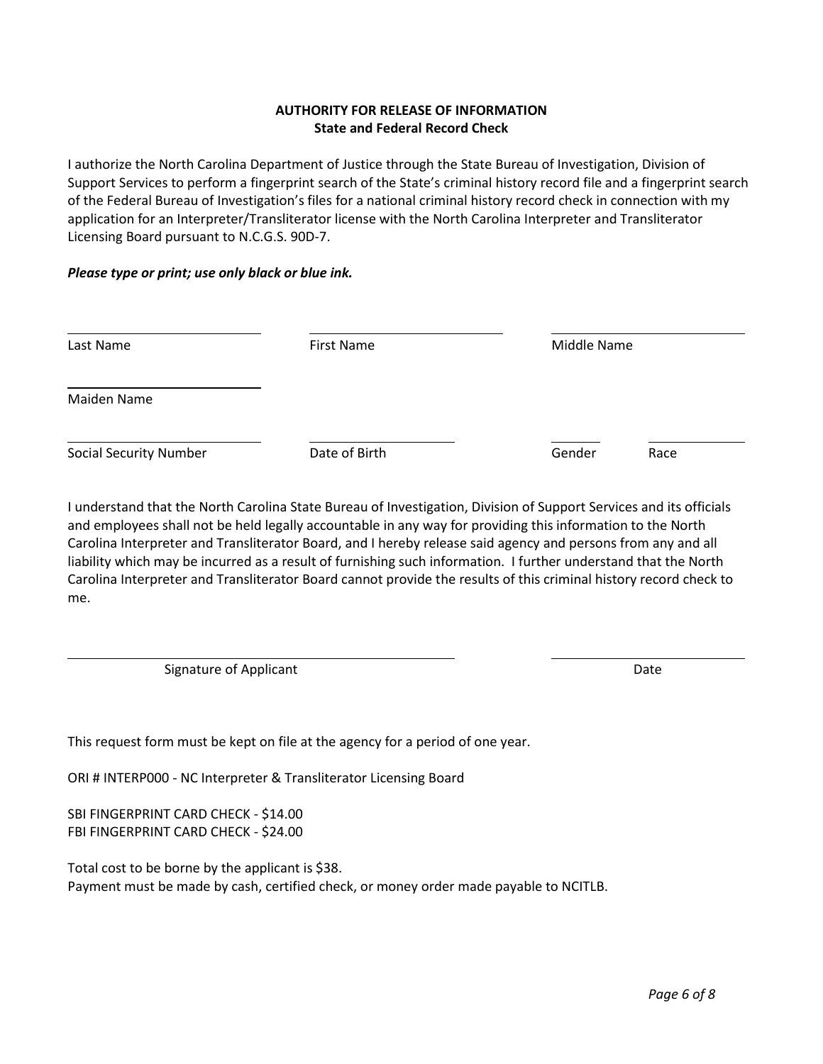## AUTHORITY FOR RELEASE OF INFORMATION
### State and Federal Record Check

I authorize the North Carolina Department of Justice through the State Bureau of Investigation, Division of Support Services to perform a fingerprint search of the State's criminal history record file and a fingerprint search of the Federal Bureau of Investigation's files for a national criminal history record check in connection with my application for an Interpreter/Transliterator license with the North Carolina Interpreter and Transliterator Licensing Board pursuant to N.C.G.S. 90D-7.

***Please type or print; use only black or blue ink.***

| ____________________ | ____________________ | ____________________ |
|---|---|---|
| Last Name | First Name | Middle Name |

____________________
Maiden Name

| ____________________ | ____________________ | ________ | ________ |
|---|---|---|---|
| Social Security Number | Date of Birth | Gender | Race |

I understand that the North Carolina State Bureau of Investigation, Division of Support Services and its officials and employees shall not be held legally accountable in any way for providing this information to the North Carolina Interpreter and Transliterator Board, and I hereby release said agency and persons from any and all liability which may be incurred as a result of furnishing such information. I further understand that the North Carolina Interpreter and Transliterator Board cannot provide the results of this criminal history record check to me.

| ________________________________ | ____________________ |
|---|---|
| Signature of Applicant | Date |

This request form must be kept on file at the agency for a period of one year.

ORI # INTERP000 - NC Interpreter & Transliterator Licensing Board

SBI FINGERPRINT CARD CHECK - $14.00
FBI FINGERPRINT CARD CHECK - $24.00

Total cost to be borne by the applicant is $38.
Payment must be made by cash, certified check, or money order made payable to NCITLB.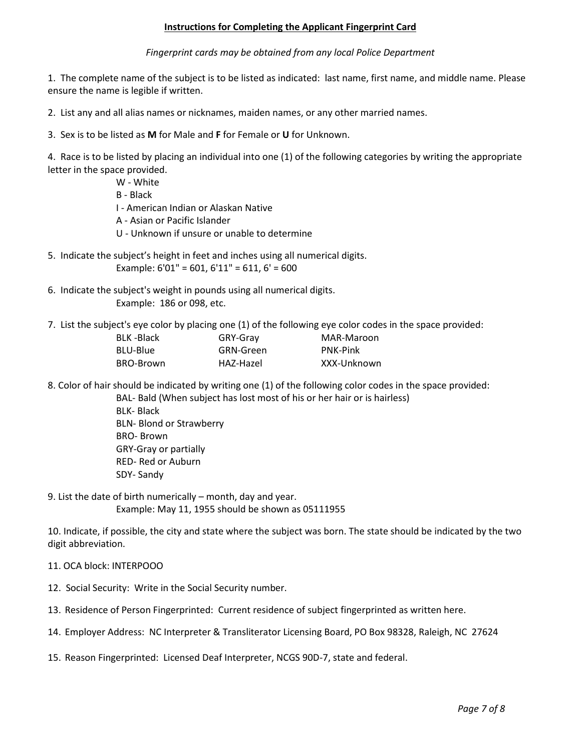**Instructions for Completing the Applicant Fingerprint Card**

*Fingerprint cards may be obtained from any local Police Department*

1. The complete name of the subject is to be listed as indicated: last name, first name, and middle name. Please ensure the name is legible if written.

2. List any and all alias names or nicknames, maiden names, or any other married names.

3. Sex is to be listed as **M** for Male and **F** for Female or **U** for Unknown.

4. Race is to be listed by placing an individual into one (1) of the following categories by writing the appropriate letter in the space provided.

   W - White
   B - Black
   I - American Indian or Alaskan Native
   A - Asian or Pacific Islander
   U - Unknown if unsure or unable to determine

5. Indicate the subject's height in feet and inches using all numerical digits.
   Example: 6'01" = 601, 6'11" = 611, 6' = 600

6. Indicate the subject's weight in pounds using all numerical digits.
   Example: 186 or 098, etc.

7. List the subject's eye color by placing one (1) of the following eye color codes in the space provided:

| | | |
|---|---|---|
| BLK -Black | GRY-Gray | MAR-Maroon |
| BLU-Blue | GRN-Green | PNK-Pink |
| BRO-Brown | HAZ-Hazel | XXX-Unknown |

8. Color of hair should be indicated by writing one (1) of the following color codes in the space provided:

   BAL- Bald (When subject has lost most of his or her hair or is hairless)
   BLK- Black
   BLN- Blond or Strawberry
   BRO- Brown
   GRY-Gray or partially
   RED- Red or Auburn
   SDY- Sandy

9. List the date of birth numerically – month, day and year.
   Example: May 11, 1955 should be shown as 05111955

10. Indicate, if possible, the city and state where the subject was born. The state should be indicated by the two digit abbreviation.

11. OCA block: INTERPOOO

12. Social Security: Write in the Social Security number.

13. Residence of Person Fingerprinted: Current residence of subject fingerprinted as written here.

14. Employer Address: NC Interpreter & Transliterator Licensing Board, PO Box 98328, Raleigh, NC 27624

15. Reason Fingerprinted: Licensed Deaf Interpreter, NCGS 90D-7, state and federal.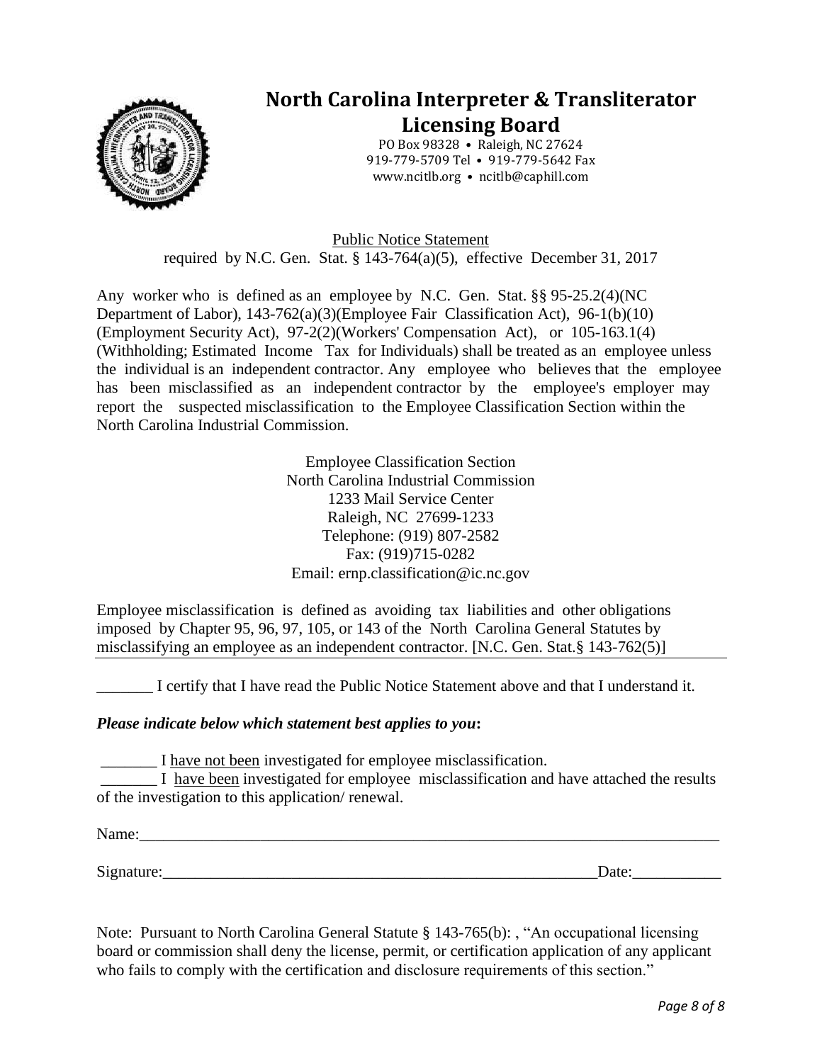# North Carolina Interpreter & Transliterator Licensing Board

PO Box 98328 • Raleigh, NC 27624
919-779-5709 Tel • 919-779-5642 Fax
www.ncitlb.org • ncitlb@caphill.com

<u>Public Notice Statement</u>
required by N.C. Gen. Stat. § 143-764(a)(5), effective December 31, 2017

Any worker who is defined as an employee by N.C. Gen. Stat. §§ 95-25.2(4)(NC Department of Labor), 143-762(a)(3)(Employee Fair Classification Act), 96-1(b)(10) (Employment Security Act), 97-2(2)(Workers' Compensation Act), or 105-163.1(4) (Withholding; Estimated Income Tax for Individuals) shall be treated as an employee unless the individual is an independent contractor. Any employee who believes that the employee has been misclassified as an independent contractor by the employee's employer may report the suspected misclassification to the Employee Classification Section within the North Carolina Industrial Commission.

Employee Classification Section
North Carolina Industrial Commission
1233 Mail Service Center
Raleigh, NC 27699-1233
Telephone: (919) 807-2582
Fax: (919)715-0282
Email: ernp.classification@ic.nc.gov

Employee misclassification is defined as avoiding tax liabilities and other obligations imposed by Chapter 95, 96, 97, 105, or 143 of the North Carolina General Statutes by misclassifying an employee as an independent contractor. [N.C. Gen. Stat.§ 143-762(5)]

_______ I certify that I have read the Public Notice Statement above and that I understand it.

***Please indicate below which statement best applies to you*:**

_______ I <u>have not been</u> investigated for employee misclassification.
_______ I <u>have been</u> investigated for employee misclassification and have attached the results of the investigation to this application/ renewal.

Name:___________________________________________________________________________

Signature:_______________________________________________________Date:___________

Note: Pursuant to North Carolina General Statute § 143-765(b): , "An occupational licensing board or commission shall deny the license, permit, or certification application of any applicant who fails to comply with the certification and disclosure requirements of this section."